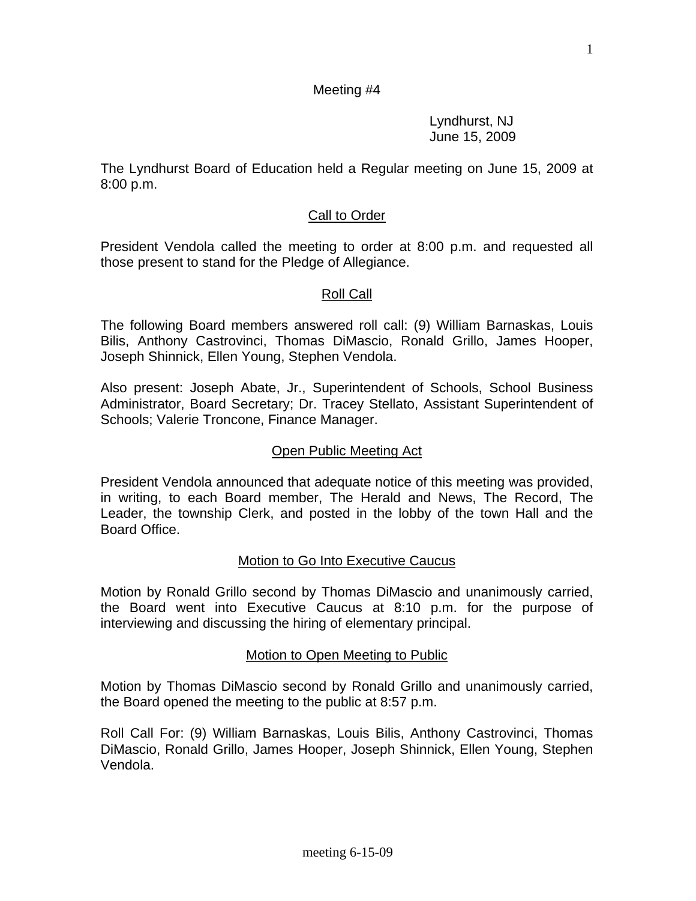Meeting #4

Lyndhurst, NJ
June 15, 2009

The Lyndhurst Board of Education held a Regular meeting on June 15, 2009 at 8:00 p.m.

## Call to Order

President Vendola called the meeting to order at 8:00 p.m. and requested all those present to stand for the Pledge of Allegiance.

## Roll Call

The following Board members answered roll call: (9) William Barnaskas, Louis Bilis, Anthony Castrovinci, Thomas DiMascio, Ronald Grillo, James Hooper, Joseph Shinnick, Ellen Young, Stephen Vendola.

Also present: Joseph Abate, Jr., Superintendent of Schools, School Business Administrator, Board Secretary; Dr. Tracey Stellato, Assistant Superintendent of Schools; Valerie Troncone, Finance Manager.

## Open Public Meeting Act

President Vendola announced that adequate notice of this meeting was provided, in writing, to each Board member, The Herald and News, The Record, The Leader, the township Clerk, and posted in the lobby of the town Hall and the Board Office.

## Motion to Go Into Executive Caucus

Motion by Ronald Grillo second by Thomas DiMascio and unanimously carried, the Board went into Executive Caucus at 8:10 p.m. for the purpose of interviewing and discussing the hiring of elementary principal.

## Motion to Open Meeting to Public

Motion by Thomas DiMascio second by Ronald Grillo and unanimously carried, the Board opened the meeting to the public at 8:57 p.m.

Roll Call For: (9) William Barnaskas, Louis Bilis, Anthony Castrovinci, Thomas DiMascio, Ronald Grillo, James Hooper, Joseph Shinnick, Ellen Young, Stephen Vendola.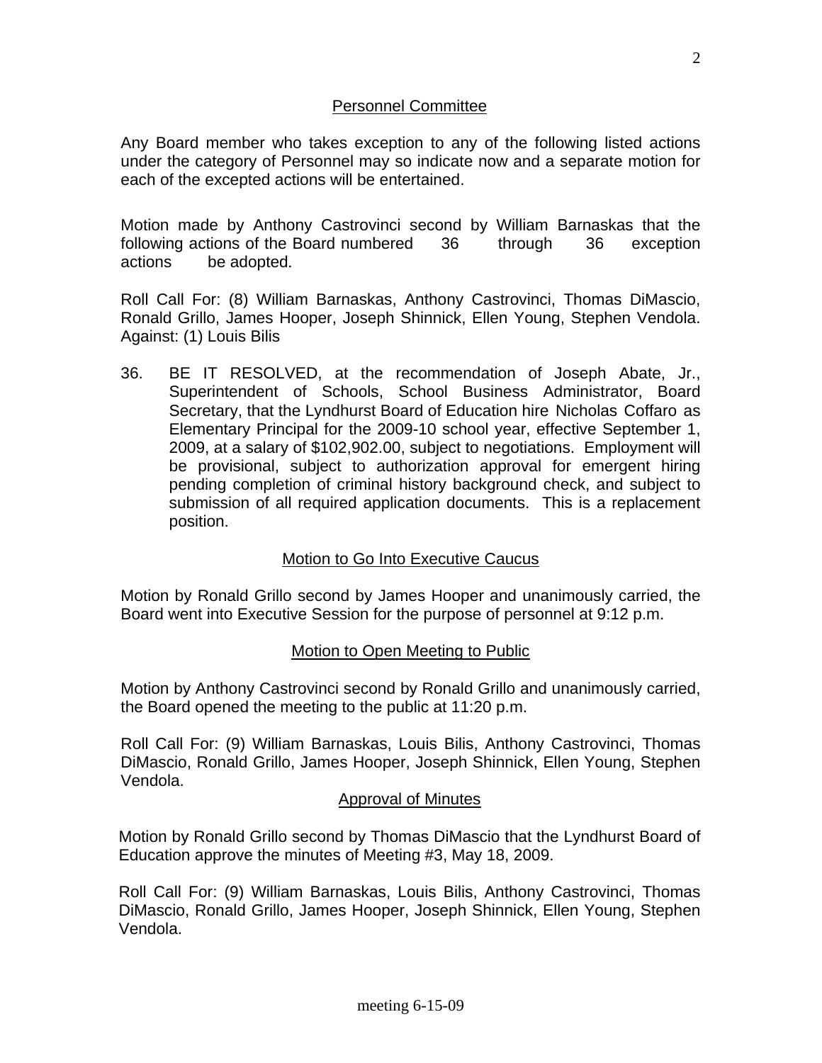## Personnel Committee

Any Board member who takes exception to any of the following listed actions under the category of Personnel may so indicate now and a separate motion for each of the excepted actions will be entertained.

Motion made by Anthony Castrovinci second by William Barnaskas that the following actions of the Board numbered 36 through 36 exception actions be adopted.

Roll Call For: (8) William Barnaskas, Anthony Castrovinci, Thomas DiMascio, Ronald Grillo, James Hooper, Joseph Shinnick, Ellen Young, Stephen Vendola. Against: (1) Louis Bilis

36. BE IT RESOLVED, at the recommendation of Joseph Abate, Jr., Superintendent of Schools, School Business Administrator, Board Secretary, that the Lyndhurst Board of Education hire Nicholas Coffaro as Elementary Principal for the 2009-10 school year, effective September 1, 2009, at a salary of $102,902.00, subject to negotiations. Employment will be provisional, subject to authorization approval for emergent hiring pending completion of criminal history background check, and subject to submission of all required application documents. This is a replacement position.

## Motion to Go Into Executive Caucus

Motion by Ronald Grillo second by James Hooper and unanimously carried, the Board went into Executive Session for the purpose of personnel at 9:12 p.m.

## Motion to Open Meeting to Public

Motion by Anthony Castrovinci second by Ronald Grillo and unanimously carried, the Board opened the meeting to the public at 11:20 p.m.

Roll Call For: (9) William Barnaskas, Louis Bilis, Anthony Castrovinci, Thomas DiMascio, Ronald Grillo, James Hooper, Joseph Shinnick, Ellen Young, Stephen Vendola.

## Approval of Minutes

Motion by Ronald Grillo second by Thomas DiMascio that the Lyndhurst Board of Education approve the minutes of Meeting #3, May 18, 2009.

Roll Call For: (9) William Barnaskas, Louis Bilis, Anthony Castrovinci, Thomas DiMascio, Ronald Grillo, James Hooper, Joseph Shinnick, Ellen Young, Stephen Vendola.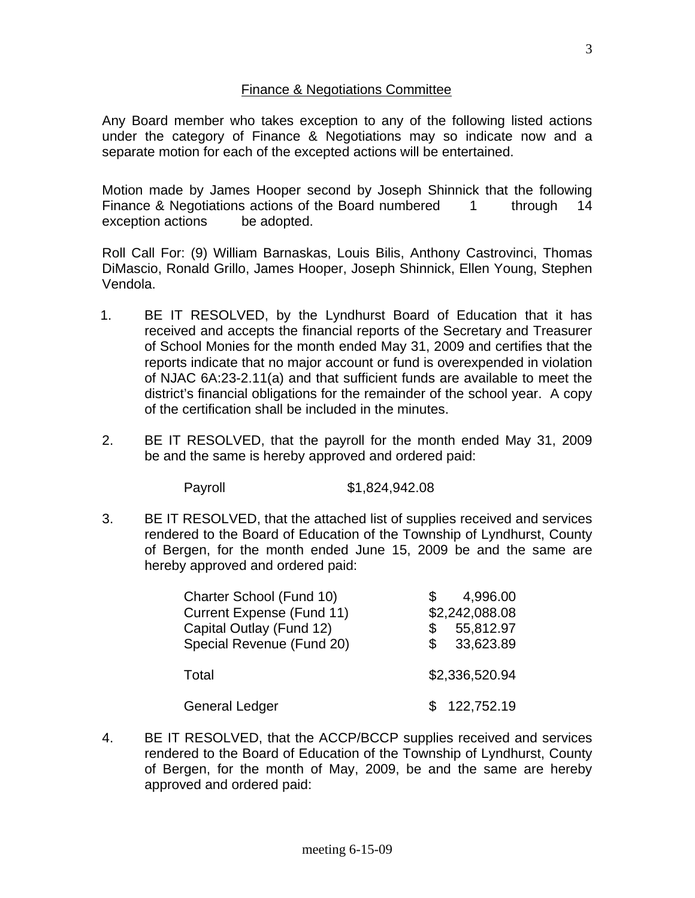## Finance & Negotiations Committee

Any Board member who takes exception to any of the following listed actions under the category of Finance & Negotiations may so indicate now and a separate motion for each of the excepted actions will be entertained.

Motion made by James Hooper second by Joseph Shinnick that the following Finance & Negotiations actions of the Board numbered 1 through 14 exception actions be adopted.

Roll Call For: (9) William Barnaskas, Louis Bilis, Anthony Castrovinci, Thomas DiMascio, Ronald Grillo, James Hooper, Joseph Shinnick, Ellen Young, Stephen Vendola.

1. BE IT RESOLVED, by the Lyndhurst Board of Education that it has received and accepts the financial reports of the Secretary and Treasurer of School Monies for the month ended May 31, 2009 and certifies that the reports indicate that no major account or fund is overexpended in violation of NJAC 6A:23-2.11(a) and that sufficient funds are available to meet the district's financial obligations for the remainder of the school year. A copy of the certification shall be included in the minutes.

2. BE IT RESOLVED, that the payroll for the month ended May 31, 2009 be and the same is hereby approved and ordered paid:

   | | |
   |---|---|
   | Payroll | $1,824,942.08 |

3. BE IT RESOLVED, that the attached list of supplies received and services rendered to the Board of Education of the Township of Lyndhurst, County of Bergen, for the month ended June 15, 2009 be and the same are hereby approved and ordered paid:

   | | |
   |---|---|
   | Charter School (Fund 10) | $ 4,996.00 |
   | Current Expense (Fund 11) | $2,242,088.08 |
   | Capital Outlay (Fund 12) | $ 55,812.97 |
   | Special Revenue (Fund 20) | $ 33,623.89 |
   | Total | $2,336,520.94 |
   | General Ledger | $ 122,752.19 |

4. BE IT RESOLVED, that the ACCP/BCCP supplies received and services rendered to the Board of Education of the Township of Lyndhurst, County of Bergen, for the month of May, 2009, be and the same are hereby approved and ordered paid: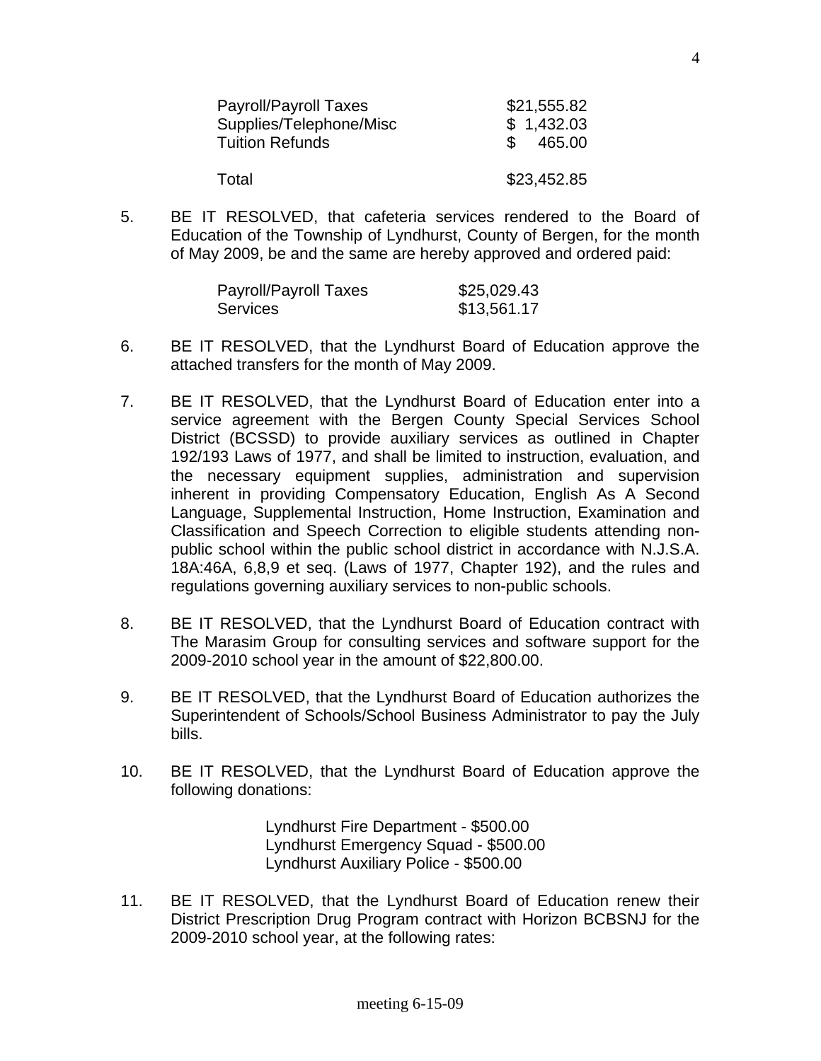| | |
|---|---|
| Payroll/Payroll Taxes | $21,555.82 |
| Supplies/Telephone/Misc | $ 1,432.03 |
| Tuition Refunds | $ 465.00 |
| Total | $23,452.85 |

5. BE IT RESOLVED, that cafeteria services rendered to the Board of Education of the Township of Lyndhurst, County of Bergen, for the month of May 2009, be and the same are hereby approved and ordered paid:

| | |
|---|---|
| Payroll/Payroll Taxes | $25,029.43 |
| Services | $13,561.17 |

6. BE IT RESOLVED, that the Lyndhurst Board of Education approve the attached transfers for the month of May 2009.

7. BE IT RESOLVED, that the Lyndhurst Board of Education enter into a service agreement with the Bergen County Special Services School District (BCSSD) to provide auxiliary services as outlined in Chapter 192/193 Laws of 1977, and shall be limited to instruction, evaluation, and the necessary equipment supplies, administration and supervision inherent in providing Compensatory Education, English As A Second Language, Supplemental Instruction, Home Instruction, Examination and Classification and Speech Correction to eligible students attending non-public school within the public school district in accordance with N.J.S.A. 18A:46A, 6,8,9 et seq. (Laws of 1977, Chapter 192), and the rules and regulations governing auxiliary services to non-public schools.

8. BE IT RESOLVED, that the Lyndhurst Board of Education contract with The Marasim Group for consulting services and software support for the 2009-2010 school year in the amount of $22,800.00.

9. BE IT RESOLVED, that the Lyndhurst Board of Education authorizes the Superintendent of Schools/School Business Administrator to pay the July bills.

10. BE IT RESOLVED, that the Lyndhurst Board of Education approve the following donations:

    Lyndhurst Fire Department - $500.00
    Lyndhurst Emergency Squad - $500.00
    Lyndhurst Auxiliary Police - $500.00

11. BE IT RESOLVED, that the Lyndhurst Board of Education renew their District Prescription Drug Program contract with Horizon BCBSNJ for the 2009-2010 school year, at the following rates: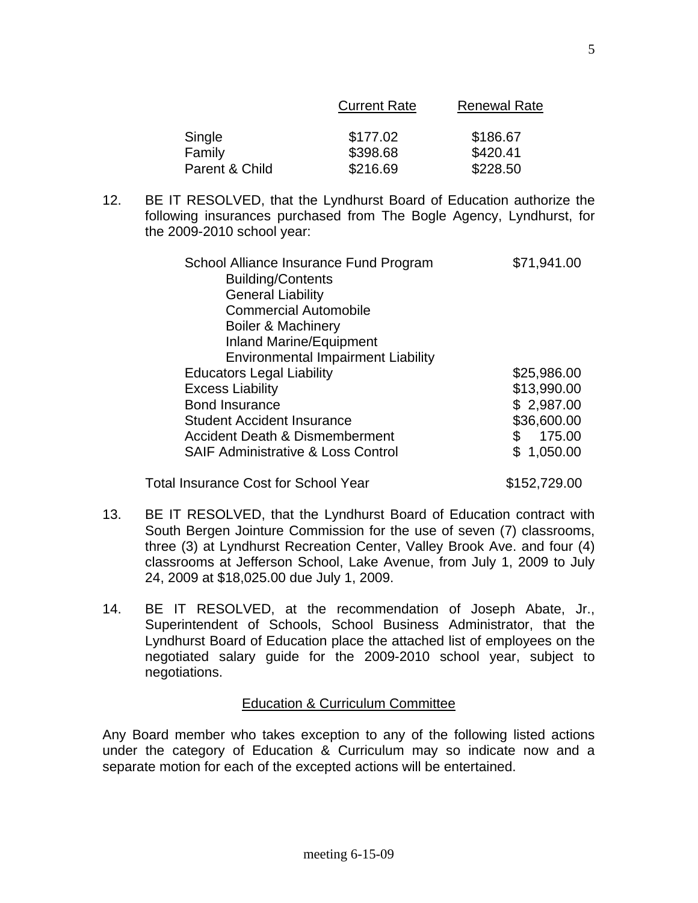| | Current Rate | Renewal Rate |
|---|---|---|
| Single | \$177.02 | \$186.67 |
| Family | \$398.68 | \$420.41 |
| Parent & Child | \$216.69 | \$228.50 |

12. BE IT RESOLVED, that the Lyndhurst Board of Education authorize the following insurances purchased from The Bogle Agency, Lyndhurst, for the 2009-2010 school year:

| | |
|---|---|
| School Alliance Insurance Fund Program<br>Building/Contents<br>General Liability<br>Commercial Automobile<br>Boiler & Machinery<br>Inland Marine/Equipment<br>Environmental Impairment Liability | \$71,941.00 |
| Educators Legal Liability | \$25,986.00 |
| Excess Liability | \$13,990.00 |
| Bond Insurance | \$ 2,987.00 |
| Student Accident Insurance | \$36,600.00 |
| Accident Death & Dismemberment | \$ 175.00 |
| SAIF Administrative & Loss Control | \$ 1,050.00 |
| Total Insurance Cost for School Year | \$152,729.00 |

13. BE IT RESOLVED, that the Lyndhurst Board of Education contract with South Bergen Jointure Commission for the use of seven (7) classrooms, three (3) at Lyndhurst Recreation Center, Valley Brook Ave. and four (4) classrooms at Jefferson School, Lake Avenue, from July 1, 2009 to July 24, 2009 at \$18,025.00 due July 1, 2009.

14. BE IT RESOLVED, at the recommendation of Joseph Abate, Jr., Superintendent of Schools, School Business Administrator, that the Lyndhurst Board of Education place the attached list of employees on the negotiated salary guide for the 2009-2010 school year, subject to negotiations.

## Education & Curriculum Committee

Any Board member who takes exception to any of the following listed actions under the category of Education & Curriculum may so indicate now and a separate motion for each of the excepted actions will be entertained.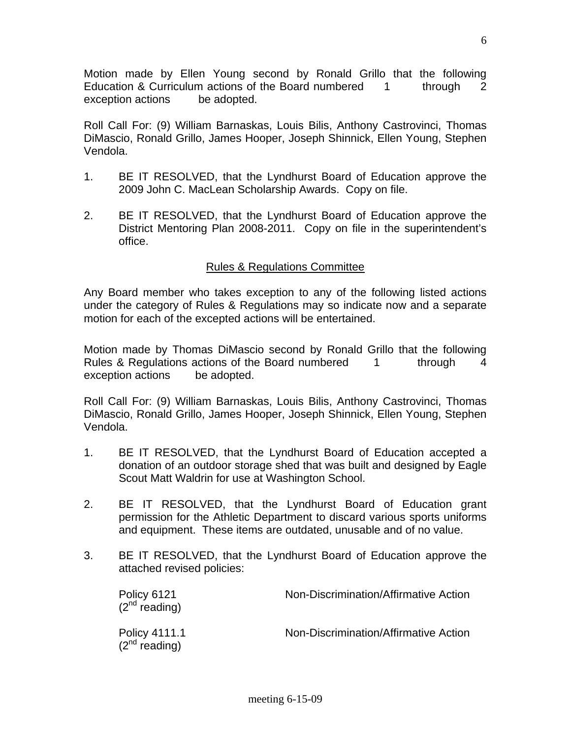Motion made by Ellen Young second by Ronald Grillo that the following Education & Curriculum actions of the Board numbered 1 through 2 exception actions be adopted.

Roll Call For: (9) William Barnaskas, Louis Bilis, Anthony Castrovinci, Thomas DiMascio, Ronald Grillo, James Hooper, Joseph Shinnick, Ellen Young, Stephen Vendola.

1. BE IT RESOLVED, that the Lyndhurst Board of Education approve the 2009 John C. MacLean Scholarship Awards. Copy on file.

2. BE IT RESOLVED, that the Lyndhurst Board of Education approve the District Mentoring Plan 2008-2011. Copy on file in the superintendent's office.

## Rules & Regulations Committee

Any Board member who takes exception to any of the following listed actions under the category of Rules & Regulations may so indicate now and a separate motion for each of the excepted actions will be entertained.

Motion made by Thomas DiMascio second by Ronald Grillo that the following Rules & Regulations actions of the Board numbered 1 through 4 exception actions be adopted.

Roll Call For: (9) William Barnaskas, Louis Bilis, Anthony Castrovinci, Thomas DiMascio, Ronald Grillo, James Hooper, Joseph Shinnick, Ellen Young, Stephen Vendola.

1. BE IT RESOLVED, that the Lyndhurst Board of Education accepted a donation of an outdoor storage shed that was built and designed by Eagle Scout Matt Waldrin for use at Washington School.

2. BE IT RESOLVED, that the Lyndhurst Board of Education grant permission for the Athletic Department to discard various sports uniforms and equipment. These items are outdated, unusable and of no value.

3. BE IT RESOLVED, that the Lyndhurst Board of Education approve the attached revised policies:

   Policy 6121 (2nd reading) — Non-Discrimination/Affirmative Action

   Policy 4111.1 (2nd reading) — Non-Discrimination/Affirmative Action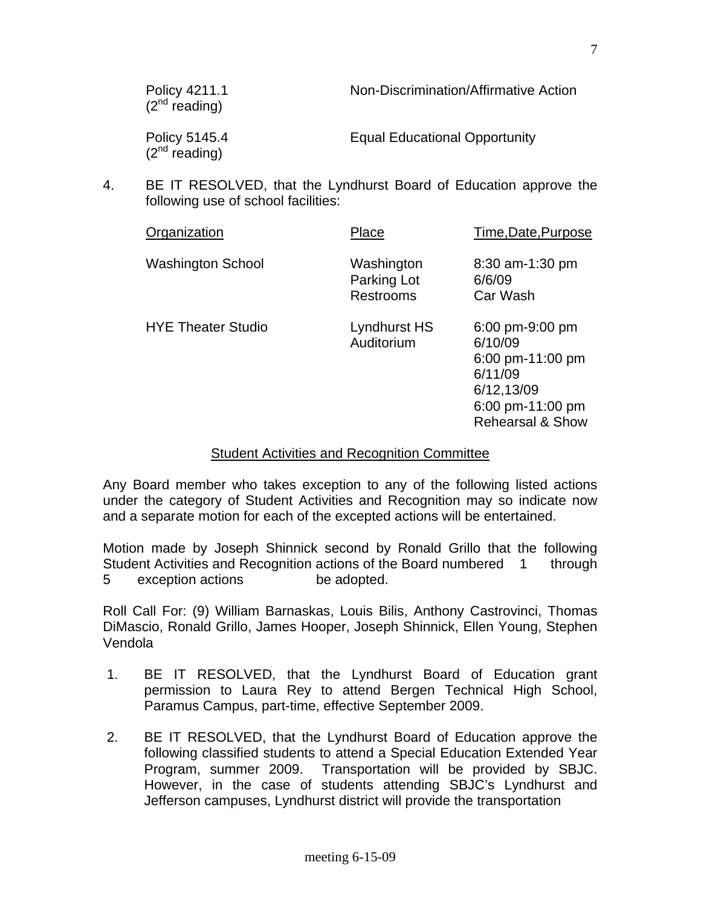| Policy | Title |
|---|---|
| Policy 4211.1 (2nd reading) | Non-Discrimination/Affirmative Action |
| Policy 5145.4 (2nd reading) | Equal Educational Opportunity |

4. BE IT RESOLVED, that the Lyndhurst Board of Education approve the following use of school facilities:

| Organization | Place | Time,Date,Purpose |
|---|---|---|
| Washington School | Washington Parking Lot Restrooms | 8:30 am-1:30 pm 6/6/09 Car Wash |
| HYE Theater Studio | Lyndhurst HS Auditorium | 6:00 pm-9:00 pm 6/10/09 6:00 pm-11:00 pm 6/11/09 6/12,13/09 6:00 pm-11:00 pm Rehearsal & Show |

## Student Activities and Recognition Committee

Any Board member who takes exception to any of the following listed actions under the category of Student Activities and Recognition may so indicate now and a separate motion for each of the excepted actions will be entertained.

Motion made by Joseph Shinnick second by Ronald Grillo that the following Student Activities and Recognition actions of the Board numbered 1 through 5 exception actions be adopted.

Roll Call For: (9) William Barnaskas, Louis Bilis, Anthony Castrovinci, Thomas DiMascio, Ronald Grillo, James Hooper, Joseph Shinnick, Ellen Young, Stephen Vendola

1. BE IT RESOLVED, that the Lyndhurst Board of Education grant permission to Laura Rey to attend Bergen Technical High School, Paramus Campus, part-time, effective September 2009.

2. BE IT RESOLVED, that the Lyndhurst Board of Education approve the following classified students to attend a Special Education Extended Year Program, summer 2009. Transportation will be provided by SBJC. However, in the case of students attending SBJC's Lyndhurst and Jefferson campuses, Lyndhurst district will provide the transportation

meeting 6-15-09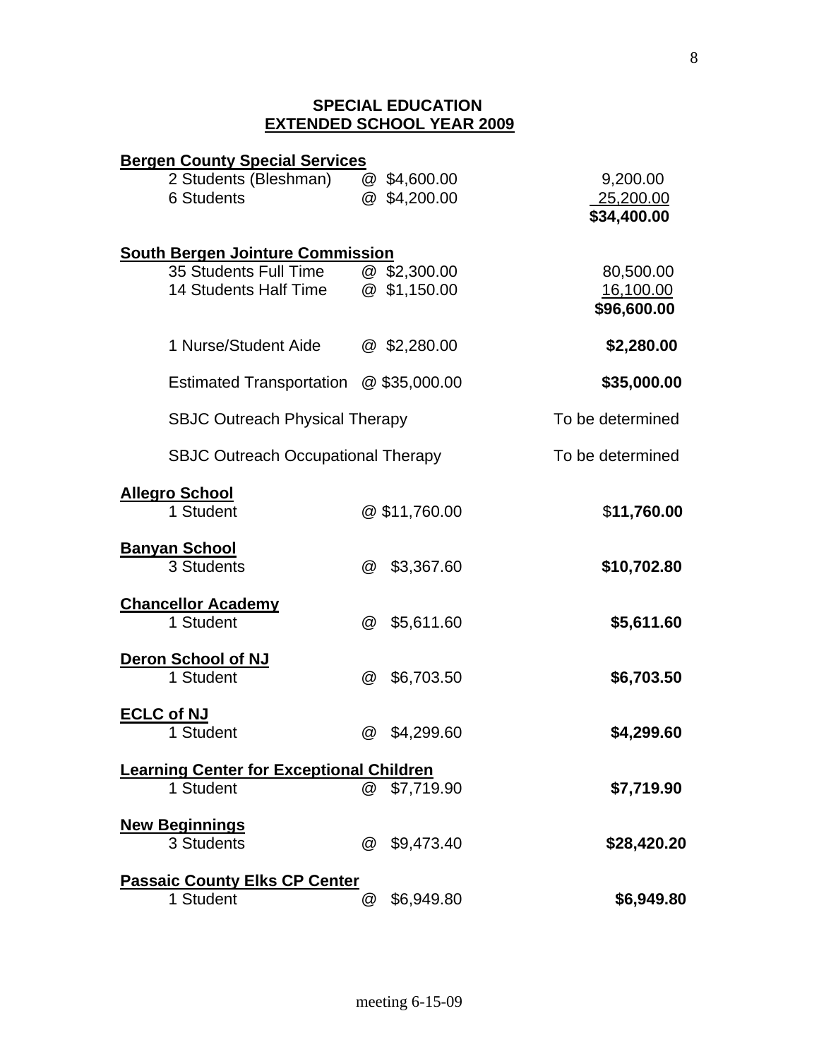## SPECIAL EDUCATION
## EXTENDED SCHOOL YEAR 2009

**Bergen County Special Services**

| | | |
|---|---|---|
| 2 Students (Bleshman) | @ $4,600.00 | 9,200.00 |
| 6 Students | @ $4,200.00 | 25,200.00 |
| | | **$34,400.00** |

**South Bergen Jointure Commission**

| | | |
|---|---|---|
| 35 Students Full Time | @ $2,300.00 | 80,500.00 |
| 14 Students Half Time | @ $1,150.00 | 16,100.00 |
| | | **$96,600.00** |
| 1 Nurse/Student Aide | @ $2,280.00 | **$2,280.00** |
| Estimated Transportation | @ $35,000.00 | **$35,000.00** |
| SBJC Outreach Physical Therapy | | To be determined |
| SBJC Outreach Occupational Therapy | | To be determined |

**Allegro School**

| | | |
|---|---|---|
| 1 Student | @ $11,760.00 | $**11,760.00** |

**Banyan School**

| | | |
|---|---|---|
| 3 Students | @ $3,367.60 | **$10,702.80** |

**Chancellor Academy**

| | | |
|---|---|---|
| 1 Student | @ $5,611.60 | **$5,611.60** |

**Deron School of NJ**

| | | |
|---|---|---|
| 1 Student | @ $6,703.50 | **$6,703.50** |

**ECLC of NJ**

| | | |
|---|---|---|
| 1 Student | @ $4,299.60 | **$4,299.60** |

**Learning Center for Exceptional Children**

| | | |
|---|---|---|
| 1 Student | @ $7,719.90 | **$7,719.90** |

**New Beginnings**

| | | |
|---|---|---|
| 3 Students | @ $9,473.40 | **$28,420.20** |

**Passaic County Elks CP Center**

| | | |
|---|---|---|
| 1 Student | @ $6,949.80 | **$6,949.80** |

meeting 6-15-09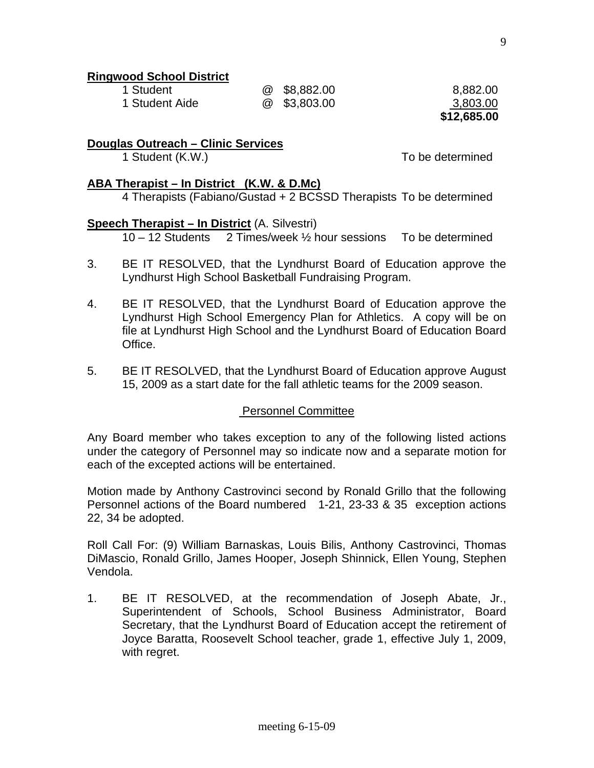**Ringwood School District**

| | | |
|---|---|---|
| 1 Student | @ $8,882.00 | 8,882.00 |
| 1 Student Aide | @ $3,803.00 | 3,803.00 |
| | | **$12,685.00** |

**Douglas Outreach – Clinic Services**

1 Student (K.W.) To be determined

**ABA Therapist – In District (K.W. & D.Mc)**

4 Therapists (Fabiano/Gustad + 2 BCSSD Therapists To be determined

**Speech Therapist – In District** (A. Silvestri)

10 – 12 Students 2 Times/week ½ hour sessions To be determined

3. BE IT RESOLVED, that the Lyndhurst Board of Education approve the Lyndhurst High School Basketball Fundraising Program.

4. BE IT RESOLVED, that the Lyndhurst Board of Education approve the Lyndhurst High School Emergency Plan for Athletics. A copy will be on file at Lyndhurst High School and the Lyndhurst Board of Education Board Office.

5. BE IT RESOLVED, that the Lyndhurst Board of Education approve August 15, 2009 as a start date for the fall athletic teams for the 2009 season.

## Personnel Committee

Any Board member who takes exception to any of the following listed actions under the category of Personnel may so indicate now and a separate motion for each of the excepted actions will be entertained.

Motion made by Anthony Castrovinci second by Ronald Grillo that the following Personnel actions of the Board numbered 1-21, 23-33 & 35 exception actions 22, 34 be adopted.

Roll Call For: (9) William Barnaskas, Louis Bilis, Anthony Castrovinci, Thomas DiMascio, Ronald Grillo, James Hooper, Joseph Shinnick, Ellen Young, Stephen Vendola.

1. BE IT RESOLVED, at the recommendation of Joseph Abate, Jr., Superintendent of Schools, School Business Administrator, Board Secretary, that the Lyndhurst Board of Education accept the retirement of Joyce Baratta, Roosevelt School teacher, grade 1, effective July 1, 2009, with regret.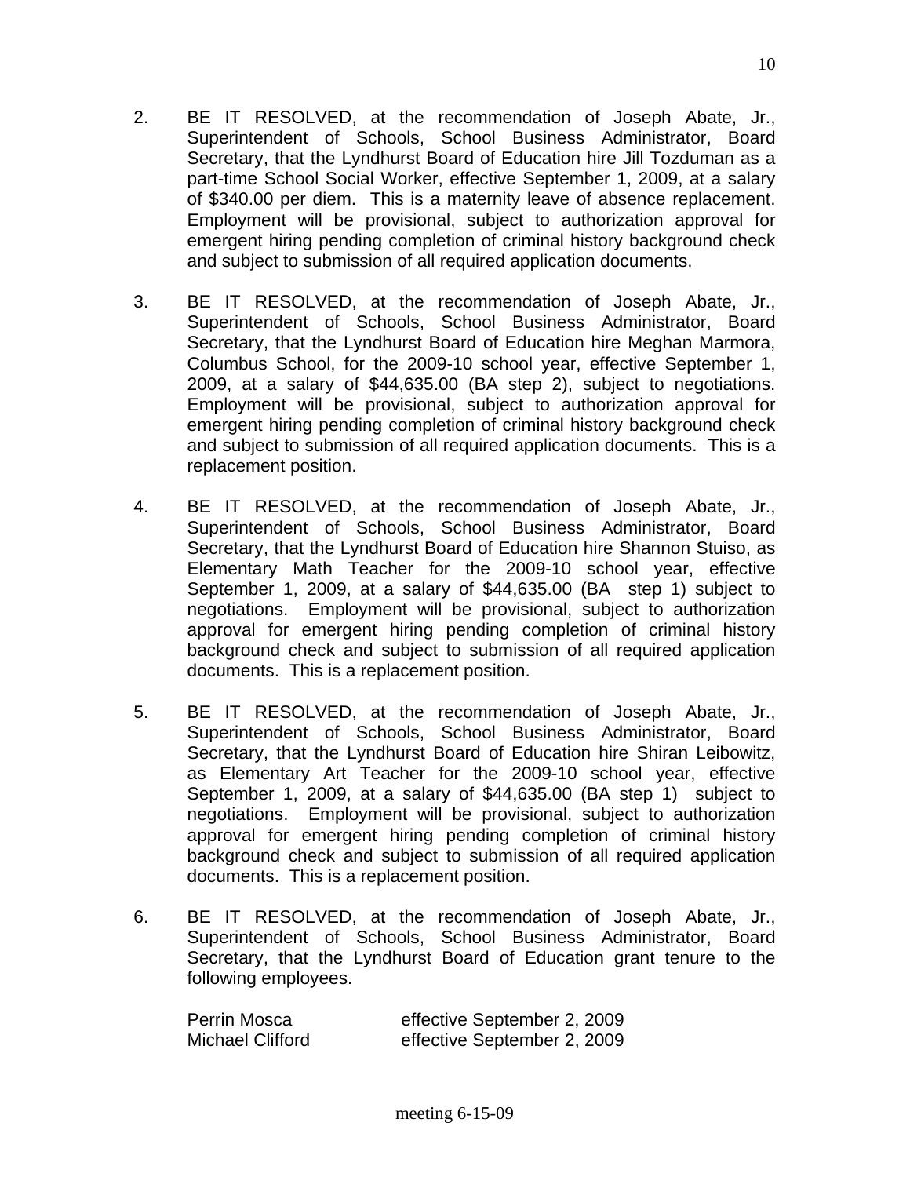2. BE IT RESOLVED, at the recommendation of Joseph Abate, Jr., Superintendent of Schools, School Business Administrator, Board Secretary, that the Lyndhurst Board of Education hire Jill Tozduman as a part-time School Social Worker, effective September 1, 2009, at a salary of $340.00 per diem. This is a maternity leave of absence replacement. Employment will be provisional, subject to authorization approval for emergent hiring pending completion of criminal history background check and subject to submission of all required application documents.

3. BE IT RESOLVED, at the recommendation of Joseph Abate, Jr., Superintendent of Schools, School Business Administrator, Board Secretary, that the Lyndhurst Board of Education hire Meghan Marmora, Columbus School, for the 2009-10 school year, effective September 1, 2009, at a salary of $44,635.00 (BA step 2), subject to negotiations. Employment will be provisional, subject to authorization approval for emergent hiring pending completion of criminal history background check and subject to submission of all required application documents. This is a replacement position.

4. BE IT RESOLVED, at the recommendation of Joseph Abate, Jr., Superintendent of Schools, School Business Administrator, Board Secretary, that the Lyndhurst Board of Education hire Shannon Stuiso, as Elementary Math Teacher for the 2009-10 school year, effective September 1, 2009, at a salary of $44,635.00 (BA step 1) subject to negotiations. Employment will be provisional, subject to authorization approval for emergent hiring pending completion of criminal history background check and subject to submission of all required application documents. This is a replacement position.

5. BE IT RESOLVED, at the recommendation of Joseph Abate, Jr., Superintendent of Schools, School Business Administrator, Board Secretary, that the Lyndhurst Board of Education hire Shiran Leibowitz, as Elementary Art Teacher for the 2009-10 school year, effective September 1, 2009, at a salary of $44,635.00 (BA step 1) subject to negotiations. Employment will be provisional, subject to authorization approval for emergent hiring pending completion of criminal history background check and subject to submission of all required application documents. This is a replacement position.

6. BE IT RESOLVED, at the recommendation of Joseph Abate, Jr., Superintendent of Schools, School Business Administrator, Board Secretary, that the Lyndhurst Board of Education grant tenure to the following employees.

| | |
|---|---|
| Perrin Mosca | effective September 2, 2009 |
| Michael Clifford | effective September 2, 2009 |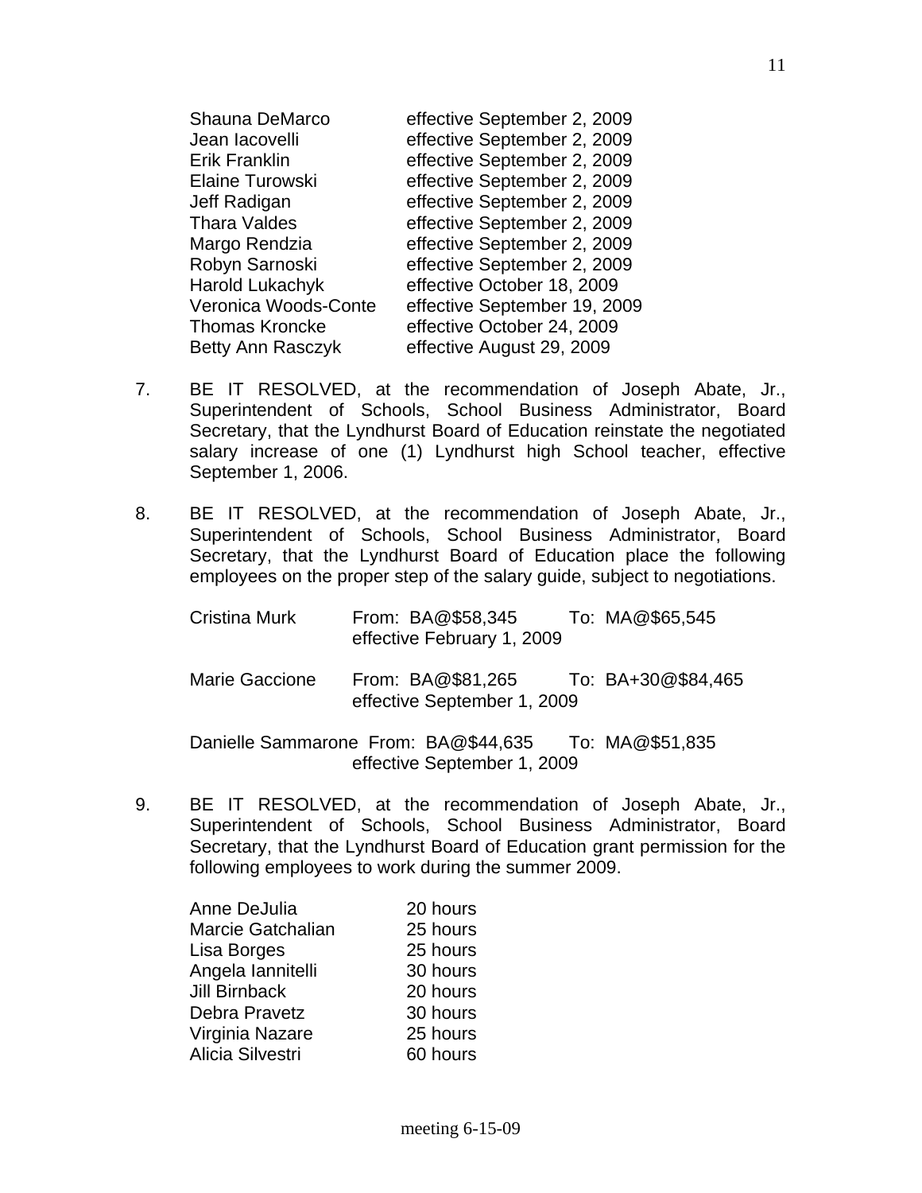| | |
|---|---|
| Shauna DeMarco | effective September 2, 2009 |
| Jean Iacovelli | effective September 2, 2009 |
| Erik Franklin | effective September 2, 2009 |
| Elaine Turowski | effective September 2, 2009 |
| Jeff Radigan | effective September 2, 2009 |
| Thara Valdes | effective September 2, 2009 |
| Margo Rendzia | effective September 2, 2009 |
| Robyn Sarnoski | effective September 2, 2009 |
| Harold Lukachyk | effective October 18, 2009 |
| Veronica Woods-Conte | effective September 19, 2009 |
| Thomas Kroncke | effective October 24, 2009 |
| Betty Ann Rasczyk | effective August 29, 2009 |

7. BE IT RESOLVED, at the recommendation of Joseph Abate, Jr., Superintendent of Schools, School Business Administrator, Board Secretary, that the Lyndhurst Board of Education reinstate the negotiated salary increase of one (1) Lyndhurst high School teacher, effective September 1, 2006.

8. BE IT RESOLVED, at the recommendation of Joseph Abate, Jr., Superintendent of Schools, School Business Administrator, Board Secretary, that the Lyndhurst Board of Education place the following employees on the proper step of the salary guide, subject to negotiations.

   Cristina Murk From: BA@$58,345 To: MA@$65,545
   effective February 1, 2009

   Marie Gaccione From: BA@$81,265 To: BA+30@$84,465
   effective September 1, 2009

   Danielle Sammarone From: BA@$44,635 To: MA@$51,835
   effective September 1, 2009

9. BE IT RESOLVED, at the recommendation of Joseph Abate, Jr., Superintendent of Schools, School Business Administrator, Board Secretary, that the Lyndhurst Board of Education grant permission for the following employees to work during the summer 2009.

| | |
|---|---|
| Anne DeJulia | 20 hours |
| Marcie Gatchalian | 25 hours |
| Lisa Borges | 25 hours |
| Angela Iannitelli | 30 hours |
| Jill Birnback | 20 hours |
| Debra Pravetz | 30 hours |
| Virginia Nazare | 25 hours |
| Alicia Silvestri | 60 hours |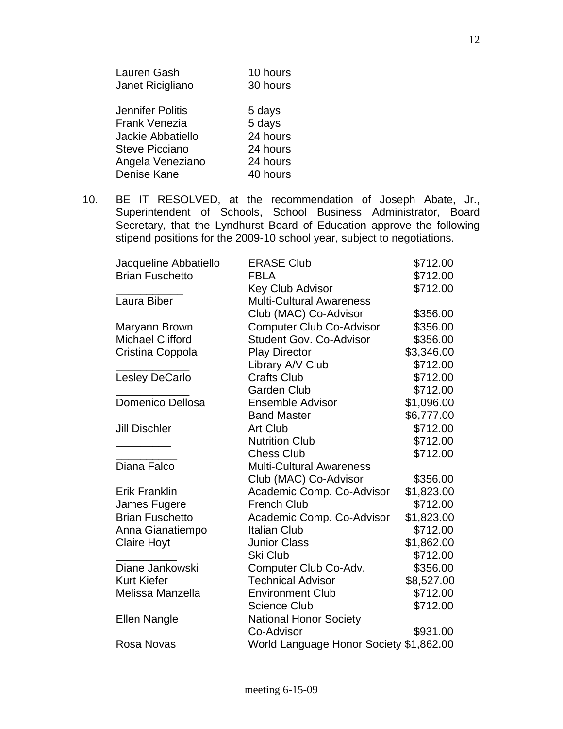| | |
|---|---|
| Lauren Gash | 10 hours |
| Janet Ricigliano | 30 hours |
| | |
| Jennifer Politis | 5 days |
| Frank Venezia | 5 days |
| Jackie Abbatiello | 24 hours |
| Steve Picciano | 24 hours |
| Angela Veneziano | 24 hours |
| Denise Kane | 40 hours |

10. BE IT RESOLVED, at the recommendation of Joseph Abate, Jr., Superintendent of Schools, School Business Administrator, Board Secretary, that the Lyndhurst Board of Education approve the following stipend positions for the 2009-10 school year, subject to negotiations.

| | | |
|---|---|---|
| Jacqueline Abbatiello | ERASE Club | $712.00 |
| Brian Fuschetto | FBLA | $712.00 |
| ___________ | Key Club Advisor | $712.00 |
| Laura Biber | Multi-Cultural Awareness Club (MAC) Co-Advisor | $356.00 |
| Maryann Brown | Computer Club Co-Advisor | $356.00 |
| Michael Clifford | Student Gov. Co-Advisor | $356.00 |
| Cristina Coppola | Play Director | $3,346.00 |
| ____________ | Library A/V Club | $712.00 |
| Lesley DeCarlo | Crafts Club | $712.00 |
| ____________ | Garden Club | $712.00 |
| Domenico Dellosa | Ensemble Advisor | $1,096.00 |
| | Band Master | $6,777.00 |
| Jill Dischler | Art Club | $712.00 |
| _________ | Nutrition Club | $712.00 |
| __________ | Chess Club | $712.00 |
| Diana Falco | Multi-Cultural Awareness Club (MAC) Co-Advisor | $356.00 |
| Erik Franklin | Academic Comp. Co-Advisor | $1,823.00 |
| James Fugere | French Club | $712.00 |
| Brian Fuschetto | Academic Comp. Co-Advisor | $1,823.00 |
| Anna Gianatiempo | Italian Club | $712.00 |
| Claire Hoyt | Junior Class | $1,862.00 |
| __________ | Ski Club | $712.00 |
| Diane Jankowski | Computer Club Co-Adv. | $356.00 |
| Kurt Kiefer | Technical Advisor | $8,527.00 |
| Melissa Manzella | Environment Club | $712.00 |
| | Science Club | $712.00 |
| Ellen Nangle | National Honor Society Co-Advisor | $931.00 |
| Rosa Novas | World Language Honor Society | $1,862.00 |

meeting 6-15-09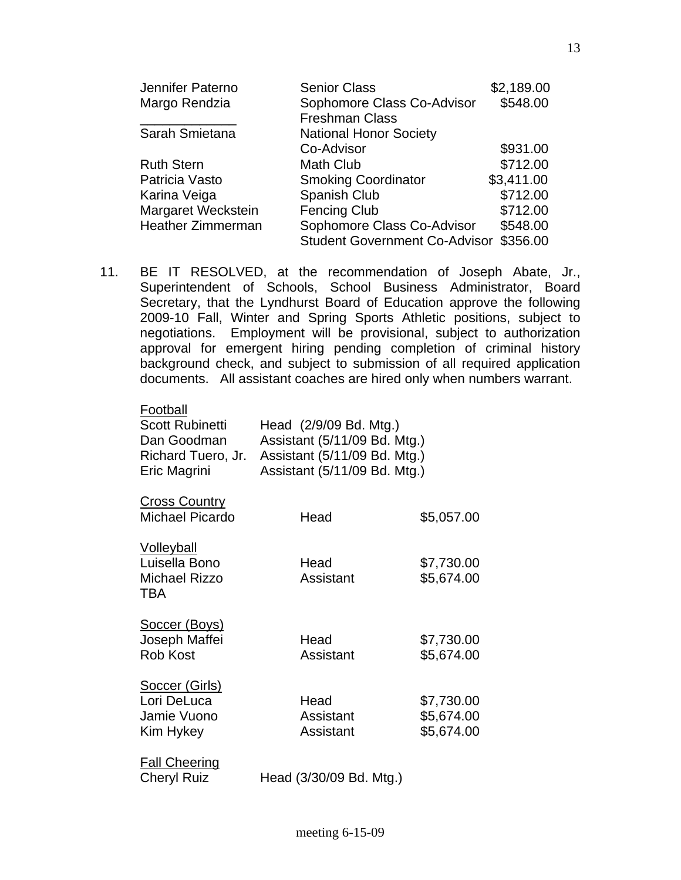| | | |
|---|---|---|
| Jennifer Paterno | Senior Class | $2,189.00 |
| Margo Rendzia | Sophomore Class Co-Advisor | $548.00 |
| _____________ | Freshman Class | |
| Sarah Smietana | National Honor Society Co-Advisor | $931.00 |
| Ruth Stern | Math Club | $712.00 |
| Patricia Vasto | Smoking Coordinator | $3,411.00 |
| Karina Veiga | Spanish Club | $712.00 |
| Margaret Weckstein | Fencing Club | $712.00 |
| Heather Zimmerman | Sophomore Class Co-Advisor | $548.00 |
| | Student Government Co-Advisor | $356.00 |

11. BE IT RESOLVED, at the recommendation of Joseph Abate, Jr., Superintendent of Schools, School Business Administrator, Board Secretary, that the Lyndhurst Board of Education approve the following 2009-10 Fall, Winter and Spring Sports Athletic positions, subject to negotiations. Employment will be provisional, subject to authorization approval for emergent hiring pending completion of criminal history background check, and subject to submission of all required application documents. All assistant coaches are hired only when numbers warrant.

<u>Football</u>

| | |
|---|---|
| Scott Rubinetti | Head (2/9/09 Bd. Mtg.) |
| Dan Goodman | Assistant (5/11/09 Bd. Mtg.) |
| Richard Tuero, Jr. | Assistant (5/11/09 Bd. Mtg.) |
| Eric Magrini | Assistant (5/11/09 Bd. Mtg.) |

<u>Cross Country</u>

| | | |
|---|---|---|
| Michael Picardo | Head | $5,057.00 |

<u>Volleyball</u>

| | | |
|---|---|---|
| Luisella Bono | Head | $7,730.00 |
| Michael Rizzo | Assistant | $5,674.00 |
| TBA | | |

<u>Soccer (Boys)</u>

| | | |
|---|---|---|
| Joseph Maffei | Head | $7,730.00 |
| Rob Kost | Assistant | $5,674.00 |

<u>Soccer (Girls)</u>

| | | |
|---|---|---|
| Lori DeLuca | Head | $7,730.00 |
| Jamie Vuono | Assistant | $5,674.00 |
| Kim Hykey | Assistant | $5,674.00 |

<u>Fall Cheering</u>

| | |
|---|---|
| Cheryl Ruiz | Head (3/30/09 Bd. Mtg.) |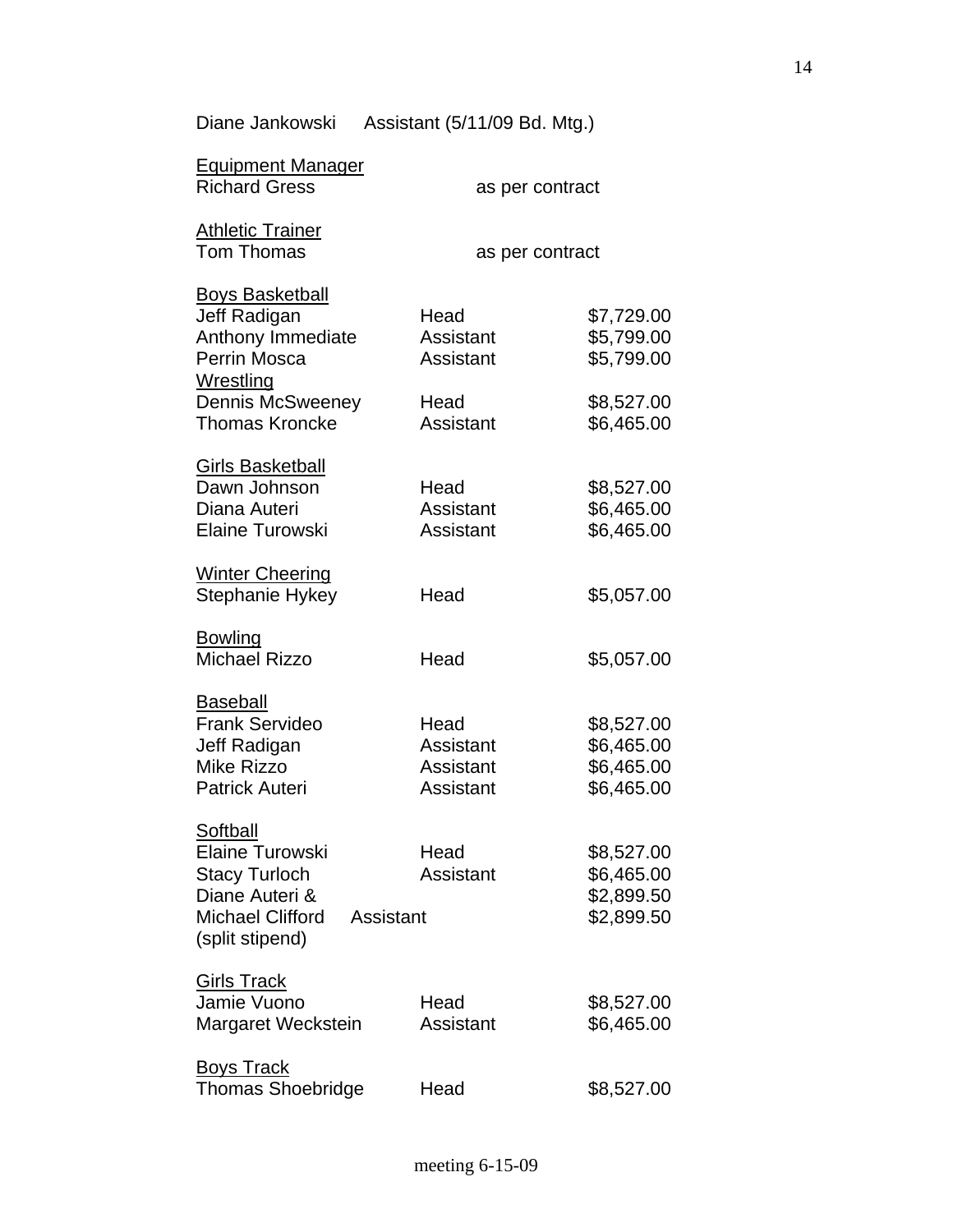Diane Jankowski Assistant (5/11/09 Bd. Mtg.)

<u>Equipment Manager</u>
Richard Gress as per contract

<u>Athletic Trainer</u>
Tom Thomas as per contract

| | | |
|---|---|---|
| <u>Boys Basketball</u> | | |
| Jeff Radigan | Head | $7,729.00 |
| Anthony Immediate | Assistant | $5,799.00 |
| Perrin Mosca | Assistant | $5,799.00 |
| <u>Wrestling</u> | | |
| Dennis McSweeney | Head | $8,527.00 |
| Thomas Kroncke | Assistant | $6,465.00 |
| | | |
| <u>Girls Basketball</u> | | |
| Dawn Johnson | Head | $8,527.00 |
| Diana Auteri | Assistant | $6,465.00 |
| Elaine Turowski | Assistant | $6,465.00 |
| | | |
| <u>Winter Cheering</u> | | |
| Stephanie Hykey | Head | $5,057.00 |
| | | |
| <u>Bowling</u> | | |
| Michael Rizzo | Head | $5,057.00 |
| | | |
| <u>Baseball</u> | | |
| Frank Servideo | Head | $8,527.00 |
| Jeff Radigan | Assistant | $6,465.00 |
| Mike Rizzo | Assistant | $6,465.00 |
| Patrick Auteri | Assistant | $6,465.00 |
| | | |
| <u>Softball</u> | | |
| Elaine Turowski | Head | $8,527.00 |
| Stacy Turloch | Assistant | $6,465.00 |
| Diane Auteri & | | $2,899.50 |
| Michael Clifford (split stipend) | Assistant | $2,899.50 |
| | | |
| <u>Girls Track</u> | | |
| Jamie Vuono | Head | $8,527.00 |
| Margaret Weckstein | Assistant | $6,465.00 |
| | | |
| <u>Boys Track</u> | | |
| Thomas Shoebridge | Head | $8,527.00 |

meeting 6-15-09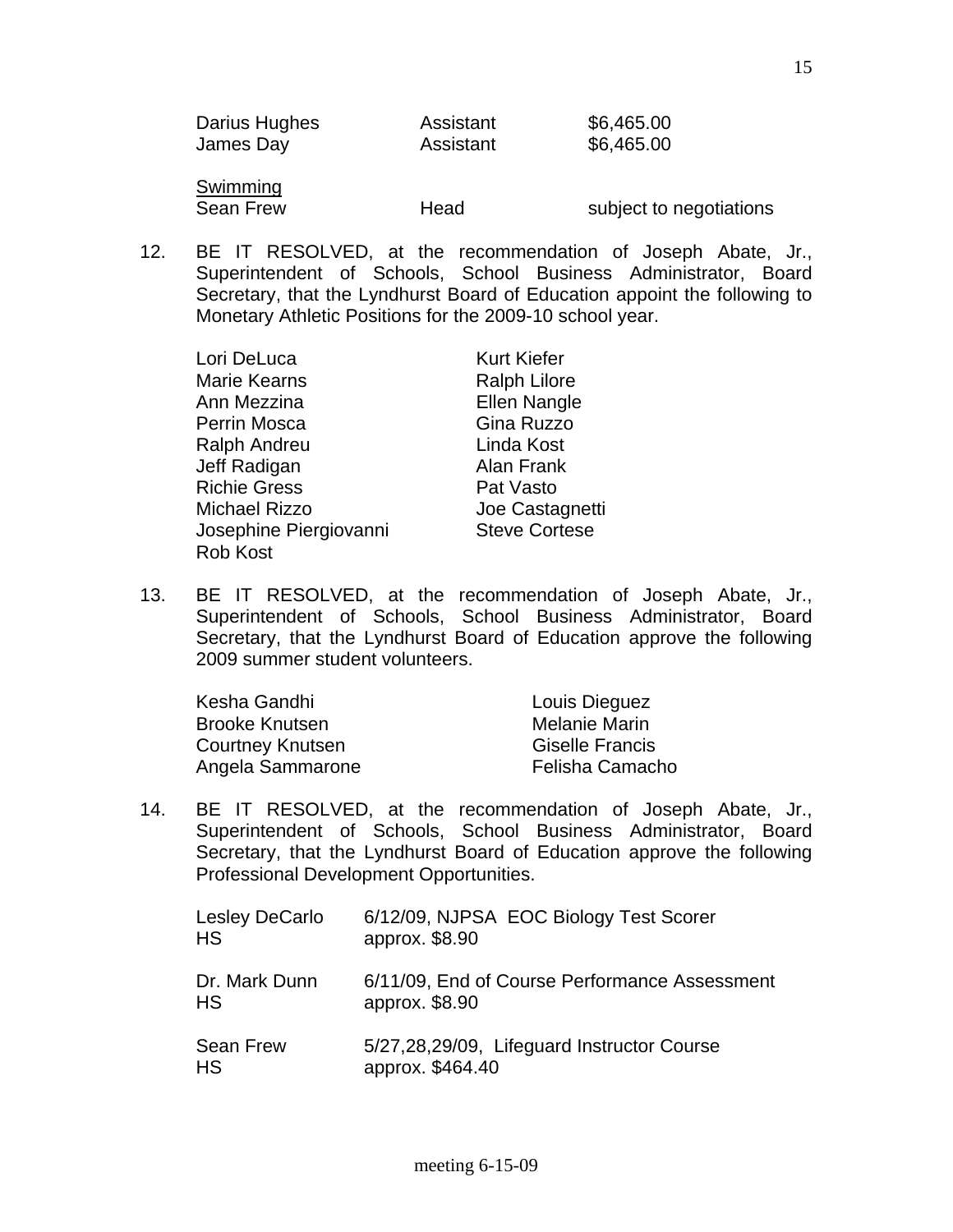| | | |
|---|---|---|
| Darius Hughes | Assistant | $6,465.00 |
| James Day | Assistant | $6,465.00 |

<u>Swimming</u>

| | | |
|---|---|---|
| Sean Frew | Head | subject to negotiations |

12. BE IT RESOLVED, at the recommendation of Joseph Abate, Jr., Superintendent of Schools, School Business Administrator, Board Secretary, that the Lyndhurst Board of Education appoint the following to Monetary Athletic Positions for the 2009-10 school year.

| | |
|---|---|
| Lori DeLuca | Kurt Kiefer |
| Marie Kearns | Ralph Lilore |
| Ann Mezzina | Ellen Nangle |
| Perrin Mosca | Gina Ruzzo |
| Ralph Andreu | Linda Kost |
| Jeff Radigan | Alan Frank |
| Richie Gress | Pat Vasto |
| Michael Rizzo | Joe Castagnetti |
| Josephine Piergiovanni | Steve Cortese |
| Rob Kost | |

13. BE IT RESOLVED, at the recommendation of Joseph Abate, Jr., Superintendent of Schools, School Business Administrator, Board Secretary, that the Lyndhurst Board of Education approve the following 2009 summer student volunteers.

| | |
|---|---|
| Kesha Gandhi | Louis Dieguez |
| Brooke Knutsen | Melanie Marin |
| Courtney Knutsen | Giselle Francis |
| Angela Sammarone | Felisha Camacho |

14. BE IT RESOLVED, at the recommendation of Joseph Abate, Jr., Superintendent of Schools, School Business Administrator, Board Secretary, that the Lyndhurst Board of Education approve the following Professional Development Opportunities.

| | |
|---|---|
| Lesley DeCarlo<br>HS | 6/12/09, NJPSA EOC Biology Test Scorer<br>approx. $8.90 |
| Dr. Mark Dunn<br>HS | 6/11/09, End of Course Performance Assessment<br>approx. $8.90 |
| Sean Frew<br>HS | 5/27,28,29/09, Lifeguard Instructor Course<br>approx. $464.40 |

meeting 6-15-09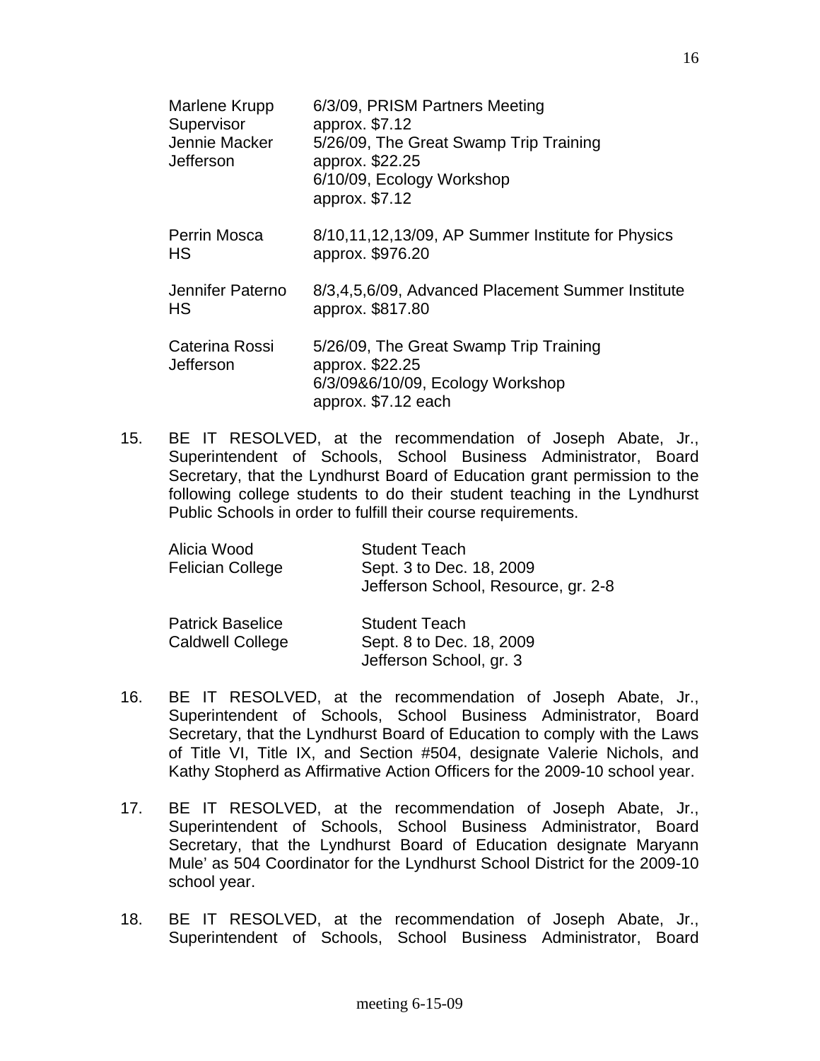Marlene Krupp — 6/3/09, PRISM Partners Meeting
Supervisor — approx. $7.12
Jennie Macker — 5/26/09, The Great Swamp Trip Training
Jefferson — approx. $22.25
6/10/09, Ecology Workshop
approx. $7.12

Perrin Mosca — 8/10,11,12,13/09, AP Summer Institute for Physics
HS — approx. $976.20

Jennifer Paterno — 8/3,4,5,6/09, Advanced Placement Summer Institute
HS — approx. $817.80

Caterina Rossi — 5/26/09, The Great Swamp Trip Training
Jefferson — approx. $22.25
6/3/09&6/10/09, Ecology Workshop
approx. $7.12 each

15. BE IT RESOLVED, at the recommendation of Joseph Abate, Jr., Superintendent of Schools, School Business Administrator, Board Secretary, that the Lyndhurst Board of Education grant permission to the following college students to do their student teaching in the Lyndhurst Public Schools in order to fulfill their course requirements.

    Alicia Wood — Student Teach
    Felician College — Sept. 3 to Dec. 18, 2009
    Jefferson School, Resource, gr. 2-8

    Patrick Baselice — Student Teach
    Caldwell College — Sept. 8 to Dec. 18, 2009
    Jefferson School, gr. 3

16. BE IT RESOLVED, at the recommendation of Joseph Abate, Jr., Superintendent of Schools, School Business Administrator, Board Secretary, that the Lyndhurst Board of Education to comply with the Laws of Title VI, Title IX, and Section #504, designate Valerie Nichols, and Kathy Stopherd as Affirmative Action Officers for the 2009-10 school year.

17. BE IT RESOLVED, at the recommendation of Joseph Abate, Jr., Superintendent of Schools, School Business Administrator, Board Secretary, that the Lyndhurst Board of Education designate Maryann Mule' as 504 Coordinator for the Lyndhurst School District for the 2009-10 school year.

18. BE IT RESOLVED, at the recommendation of Joseph Abate, Jr., Superintendent of Schools, School Business Administrator, Board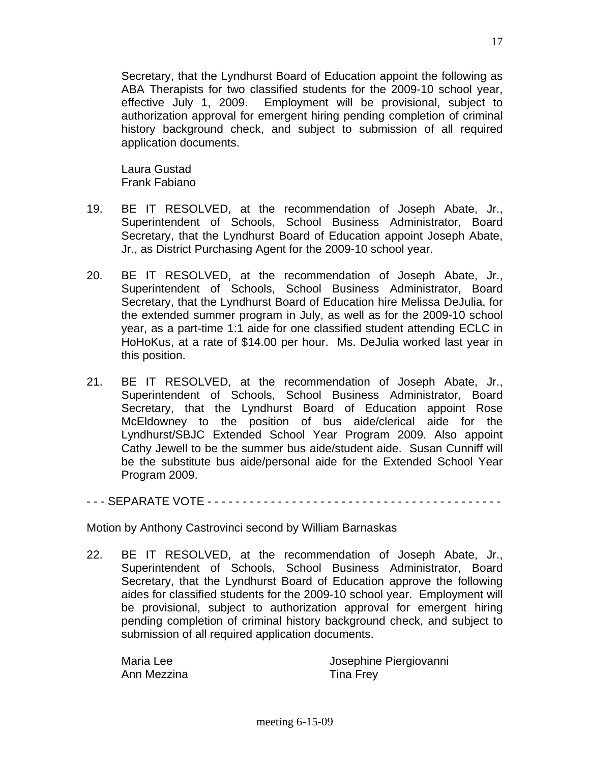Secretary, that the Lyndhurst Board of Education appoint the following as ABA Therapists for two classified students for the 2009-10 school year, effective July 1, 2009. Employment will be provisional, subject to authorization approval for emergent hiring pending completion of criminal history background check, and subject to submission of all required application documents.

Laura Gustad
Frank Fabiano

19. BE IT RESOLVED, at the recommendation of Joseph Abate, Jr., Superintendent of Schools, School Business Administrator, Board Secretary, that the Lyndhurst Board of Education appoint Joseph Abate, Jr., as District Purchasing Agent for the 2009-10 school year.

20. BE IT RESOLVED, at the recommendation of Joseph Abate, Jr., Superintendent of Schools, School Business Administrator, Board Secretary, that the Lyndhurst Board of Education hire Melissa DeJulia, for the extended summer program in July, as well as for the 2009-10 school year, as a part-time 1:1 aide for one classified student attending ECLC in HoHoKus, at a rate of $14.00 per hour. Ms. DeJulia worked last year in this position.

21. BE IT RESOLVED, at the recommendation of Joseph Abate, Jr., Superintendent of Schools, School Business Administrator, Board Secretary, that the Lyndhurst Board of Education appoint Rose McEldowney to the position of bus aide/clerical aide for the Lyndhurst/SBJC Extended School Year Program 2009. Also appoint Cathy Jewell to be the summer bus aide/student aide. Susan Cunniff will be the substitute bus aide/personal aide for the Extended School Year Program 2009.

- - - SEPARATE VOTE - - - - - - - - - - - - - - - - - - - - - - - - - - - - - - - - - - - - - - - - - -

Motion by Anthony Castrovinci second by William Barnaskas

22. BE IT RESOLVED, at the recommendation of Joseph Abate, Jr., Superintendent of Schools, School Business Administrator, Board Secretary, that the Lyndhurst Board of Education approve the following aides for classified students for the 2009-10 school year. Employment will be provisional, subject to authorization approval for emergent hiring pending completion of criminal history background check, and subject to submission of all required application documents.

| | |
|---|---|
| Maria Lee | Josephine Piergiovanni |
| Ann Mezzina | Tina Frey |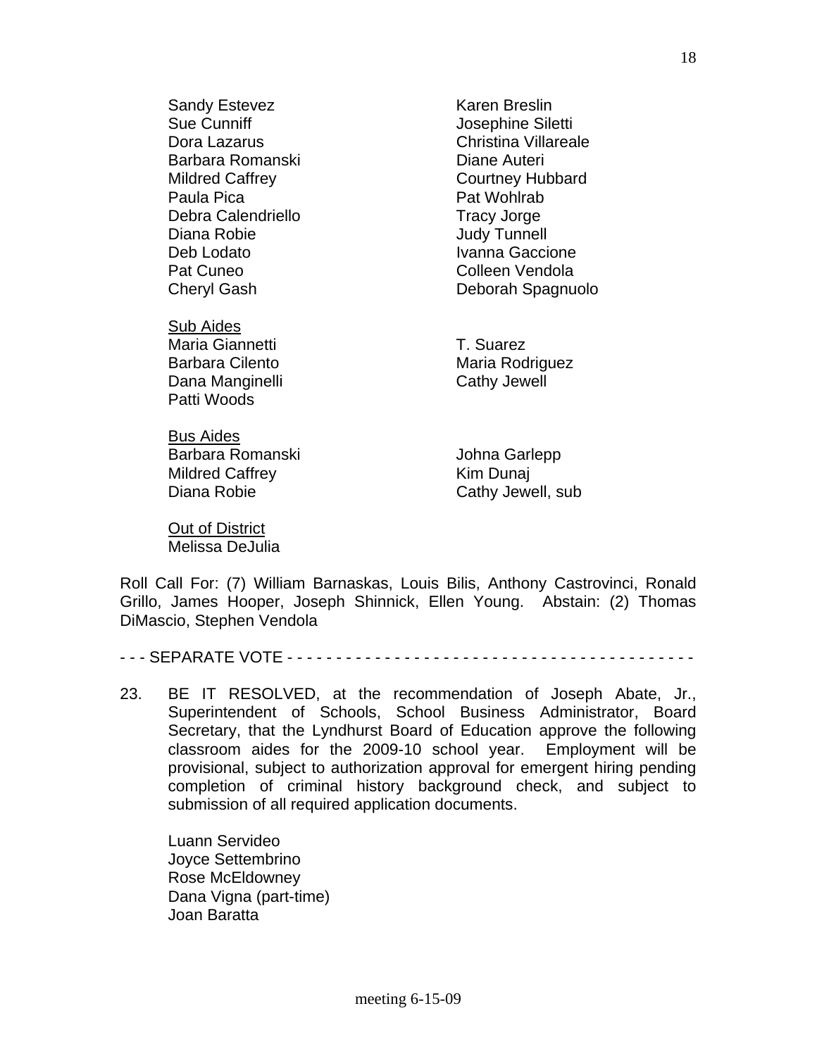| | |
|---|---|
| Sandy Estevez | Karen Breslin |
| Sue Cunniff | Josephine Siletti |
| Dora Lazarus | Christina Villareale |
| Barbara Romanski | Diane Auteri |
| Mildred Caffrey | Courtney Hubbard |
| Paula Pica | Pat Wohlrab |
| Debra Calendriello | Tracy Jorge |
| Diana Robie | Judy Tunnell |
| Deb Lodato | Ivanna Gaccione |
| Pat Cuneo | Colleen Vendola |
| Cheryl Gash | Deborah Spagnuolo |

<u>Sub Aides</u>

| | |
|---|---|
| Maria Giannetti | T. Suarez |
| Barbara Cilento | Maria Rodriguez |
| Dana Manginelli | Cathy Jewell |
| Patti Woods | |

<u>Bus Aides</u>

| | |
|---|---|
| Barbara Romanski | Johna Garlepp |
| Mildred Caffrey | Kim Dunaj |
| Diana Robie | Cathy Jewell, sub |

<u>Out of District</u>
Melissa DeJulia

Roll Call For: (7) William Barnaskas, Louis Bilis, Anthony Castrovinci, Ronald Grillo, James Hooper, Joseph Shinnick, Ellen Young. Abstain: (2) Thomas DiMascio, Stephen Vendola

- - - SEPARATE VOTE - - - - - - - - - - - - - - - - - - - - - - - - - - - - - - - - - - - - - - - - - -

23. BE IT RESOLVED, at the recommendation of Joseph Abate, Jr., Superintendent of Schools, School Business Administrator, Board Secretary, that the Lyndhurst Board of Education approve the following classroom aides for the 2009-10 school year. Employment will be provisional, subject to authorization approval for emergent hiring pending completion of criminal history background check, and subject to submission of all required application documents.

    Luann Servideo
    Joyce Settembrino
    Rose McEldowney
    Dana Vigna (part-time)
    Joan Baratta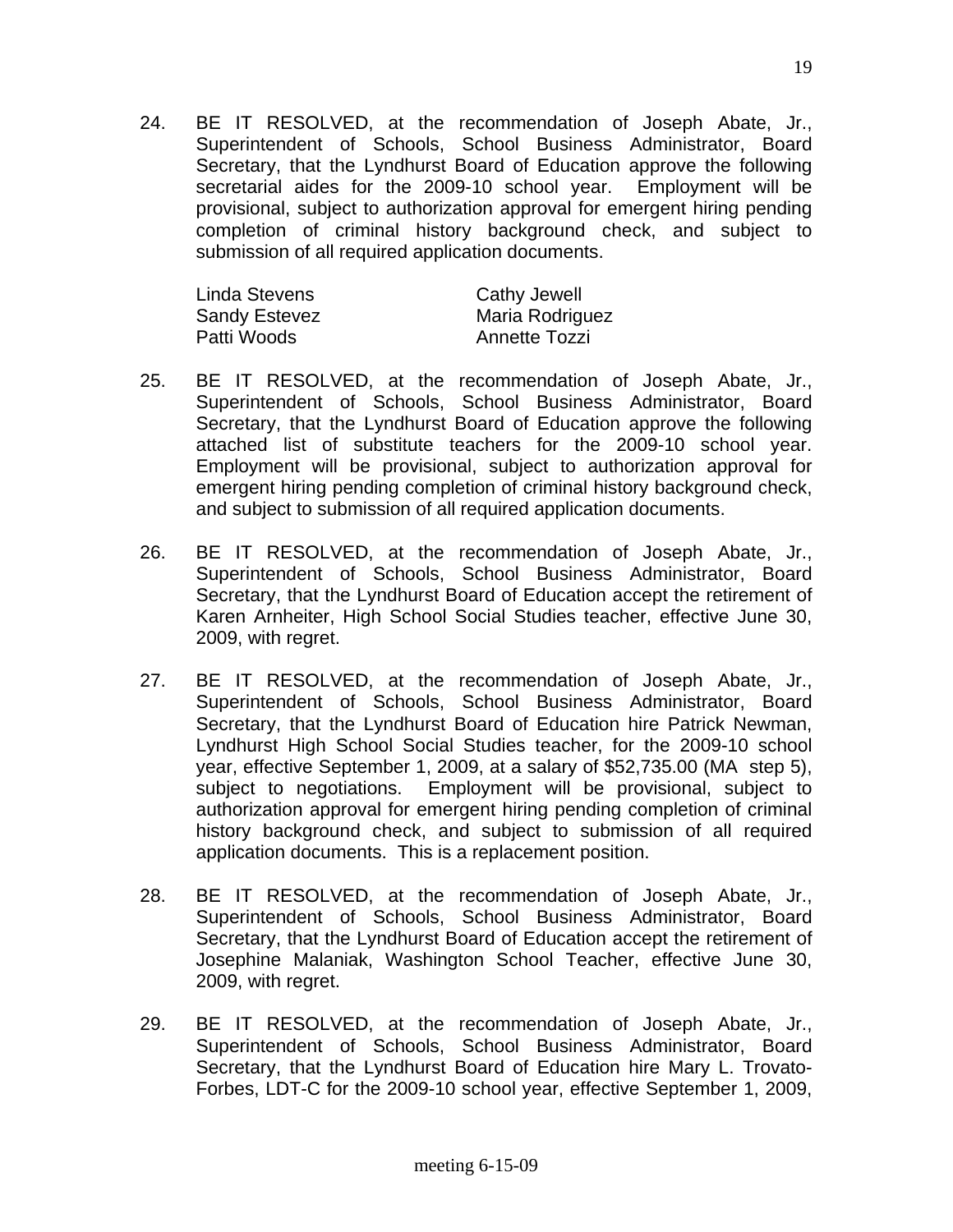24. BE IT RESOLVED, at the recommendation of Joseph Abate, Jr., Superintendent of Schools, School Business Administrator, Board Secretary, that the Lyndhurst Board of Education approve the following secretarial aides for the 2009-10 school year. Employment will be provisional, subject to authorization approval for emergent hiring pending completion of criminal history background check, and subject to submission of all required application documents.

| | |
|---|---|
| Linda Stevens | Cathy Jewell |
| Sandy Estevez | Maria Rodriguez |
| Patti Woods | Annette Tozzi |

25. BE IT RESOLVED, at the recommendation of Joseph Abate, Jr., Superintendent of Schools, School Business Administrator, Board Secretary, that the Lyndhurst Board of Education approve the following attached list of substitute teachers for the 2009-10 school year. Employment will be provisional, subject to authorization approval for emergent hiring pending completion of criminal history background check, and subject to submission of all required application documents.

26. BE IT RESOLVED, at the recommendation of Joseph Abate, Jr., Superintendent of Schools, School Business Administrator, Board Secretary, that the Lyndhurst Board of Education accept the retirement of Karen Arnheiter, High School Social Studies teacher, effective June 30, 2009, with regret.

27. BE IT RESOLVED, at the recommendation of Joseph Abate, Jr., Superintendent of Schools, School Business Administrator, Board Secretary, that the Lyndhurst Board of Education hire Patrick Newman, Lyndhurst High School Social Studies teacher, for the 2009-10 school year, effective September 1, 2009, at a salary of $52,735.00 (MA step 5), subject to negotiations. Employment will be provisional, subject to authorization approval for emergent hiring pending completion of criminal history background check, and subject to submission of all required application documents. This is a replacement position.

28. BE IT RESOLVED, at the recommendation of Joseph Abate, Jr., Superintendent of Schools, School Business Administrator, Board Secretary, that the Lyndhurst Board of Education accept the retirement of Josephine Malaniak, Washington School Teacher, effective June 30, 2009, with regret.

29. BE IT RESOLVED, at the recommendation of Joseph Abate, Jr., Superintendent of Schools, School Business Administrator, Board Secretary, that the Lyndhurst Board of Education hire Mary L. Trovato-Forbes, LDT-C for the 2009-10 school year, effective September 1, 2009,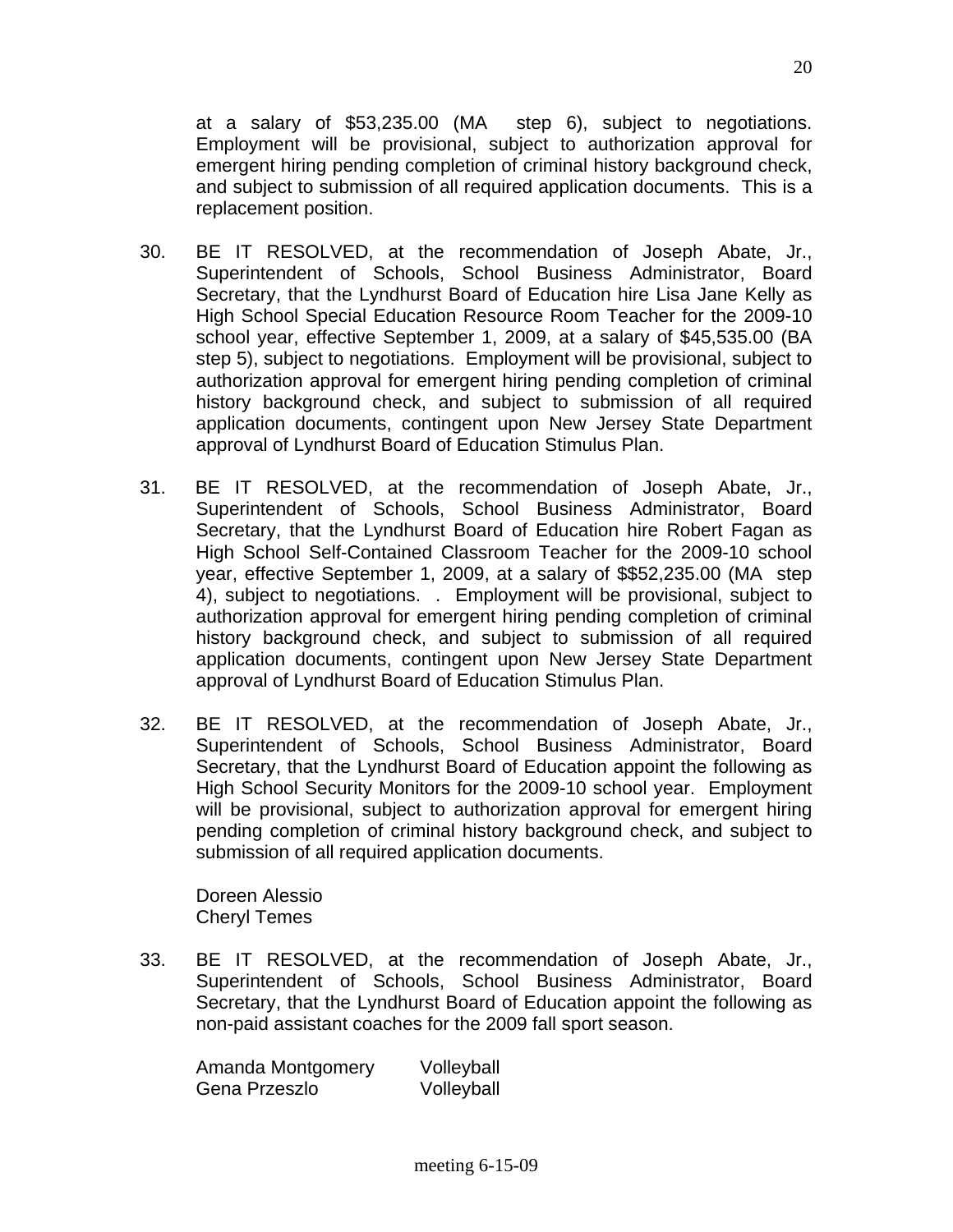at a salary of $53,235.00 (MA step 6), subject to negotiations. Employment will be provisional, subject to authorization approval for emergent hiring pending completion of criminal history background check, and subject to submission of all required application documents. This is a replacement position.

30. BE IT RESOLVED, at the recommendation of Joseph Abate, Jr., Superintendent of Schools, School Business Administrator, Board Secretary, that the Lyndhurst Board of Education hire Lisa Jane Kelly as High School Special Education Resource Room Teacher for the 2009-10 school year, effective September 1, 2009, at a salary of $45,535.00 (BA step 5), subject to negotiations. Employment will be provisional, subject to authorization approval for emergent hiring pending completion of criminal history background check, and subject to submission of all required application documents, contingent upon New Jersey State Department approval of Lyndhurst Board of Education Stimulus Plan.

31. BE IT RESOLVED, at the recommendation of Joseph Abate, Jr., Superintendent of Schools, School Business Administrator, Board Secretary, that the Lyndhurst Board of Education hire Robert Fagan as High School Self-Contained Classroom Teacher for the 2009-10 school year, effective September 1, 2009, at a salary of $$52,235.00 (MA step 4), subject to negotiations. . Employment will be provisional, subject to authorization approval for emergent hiring pending completion of criminal history background check, and subject to submission of all required application documents, contingent upon New Jersey State Department approval of Lyndhurst Board of Education Stimulus Plan.

32. BE IT RESOLVED, at the recommendation of Joseph Abate, Jr., Superintendent of Schools, School Business Administrator, Board Secretary, that the Lyndhurst Board of Education appoint the following as High School Security Monitors for the 2009-10 school year. Employment will be provisional, subject to authorization approval for emergent hiring pending completion of criminal history background check, and subject to submission of all required application documents.

    Doreen Alessio
    Cheryl Temes

33. BE IT RESOLVED, at the recommendation of Joseph Abate, Jr., Superintendent of Schools, School Business Administrator, Board Secretary, that the Lyndhurst Board of Education appoint the following as non-paid assistant coaches for the 2009 fall sport season.

| | |
|---|---|
| Amanda Montgomery | Volleyball |
| Gena Przeszlo | Volleyball |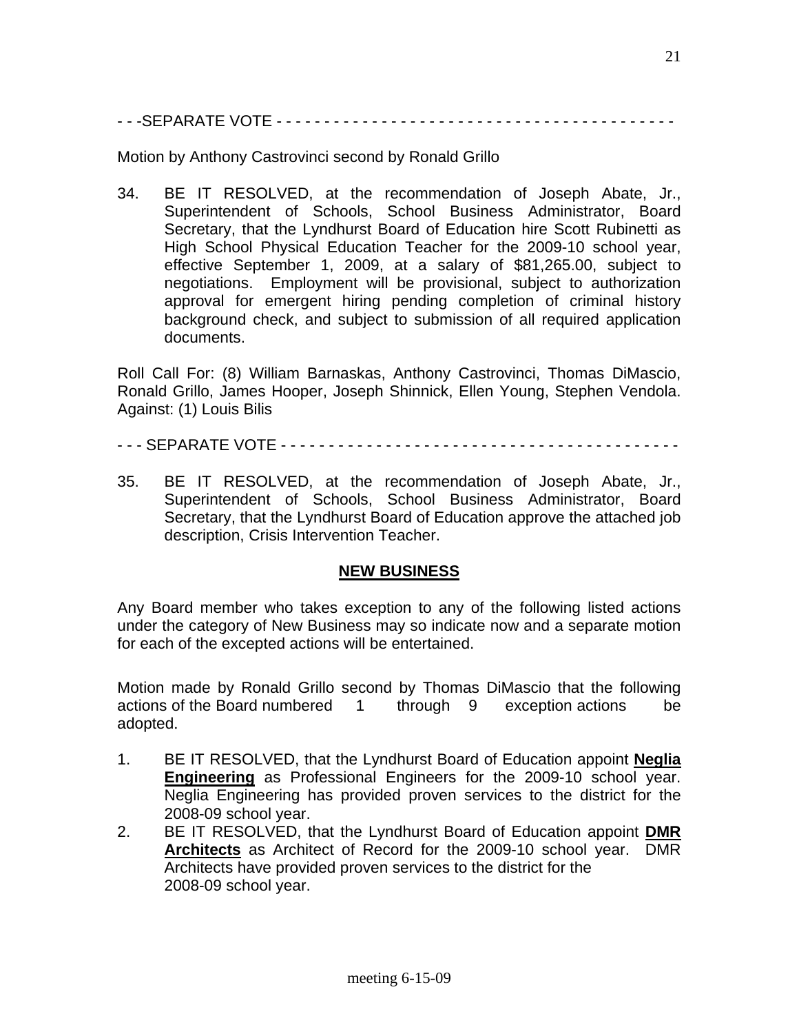- - -SEPARATE VOTE - - - - - - - - - - - - - - - - - - - - - - - - - - - - - - - - - - - - - - - - -

Motion by Anthony Castrovinci second by Ronald Grillo

34. BE IT RESOLVED, at the recommendation of Joseph Abate, Jr., Superintendent of Schools, School Business Administrator, Board Secretary, that the Lyndhurst Board of Education hire Scott Rubinetti as High School Physical Education Teacher for the 2009-10 school year, effective September 1, 2009, at a salary of $81,265.00, subject to negotiations. Employment will be provisional, subject to authorization approval for emergent hiring pending completion of criminal history background check, and subject to submission of all required application documents.

Roll Call For: (8) William Barnaskas, Anthony Castrovinci, Thomas DiMascio, Ronald Grillo, James Hooper, Joseph Shinnick, Ellen Young, Stephen Vendola. Against: (1) Louis Bilis

- - - SEPARATE VOTE - - - - - - - - - - - - - - - - - - - - - - - - - - - - - - - - - - - - - - - - -

35. BE IT RESOLVED, at the recommendation of Joseph Abate, Jr., Superintendent of Schools, School Business Administrator, Board Secretary, that the Lyndhurst Board of Education approve the attached job description, Crisis Intervention Teacher.

## **NEW BUSINESS**

Any Board member who takes exception to any of the following listed actions under the category of New Business may so indicate now and a separate motion for each of the excepted actions will be entertained.

Motion made by Ronald Grillo second by Thomas DiMascio that the following actions of the Board numbered 1 through 9 exception actions be adopted.

1. BE IT RESOLVED, that the Lyndhurst Board of Education appoint **Neglia Engineering** as Professional Engineers for the 2009-10 school year. Neglia Engineering has provided proven services to the district for the 2008-09 school year.
2. BE IT RESOLVED, that the Lyndhurst Board of Education appoint **DMR Architects** as Architect of Record for the 2009-10 school year. DMR Architects have provided proven services to the district for the 2008-09 school year.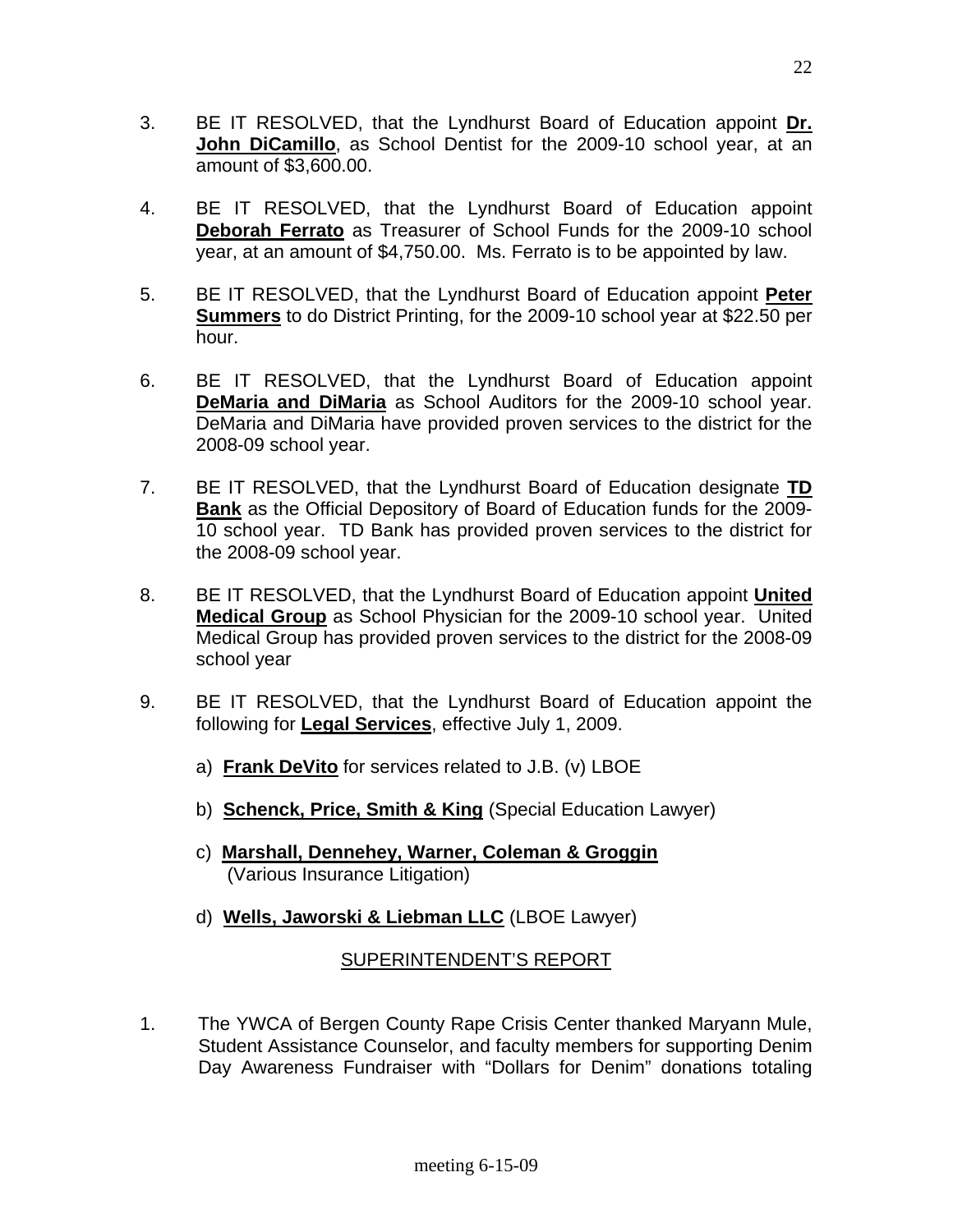3. BE IT RESOLVED, that the Lyndhurst Board of Education appoint **Dr. John DiCamillo**, as School Dentist for the 2009-10 school year, at an amount of $3,600.00.

4. BE IT RESOLVED, that the Lyndhurst Board of Education appoint **Deborah Ferrato** as Treasurer of School Funds for the 2009-10 school year, at an amount of $4,750.00. Ms. Ferrato is to be appointed by law.

5. BE IT RESOLVED, that the Lyndhurst Board of Education appoint **Peter Summers** to do District Printing, for the 2009-10 school year at $22.50 per hour.

6. BE IT RESOLVED, that the Lyndhurst Board of Education appoint **DeMaria and DiMaria** as School Auditors for the 2009-10 school year. DeMaria and DiMaria have provided proven services to the district for the 2008-09 school year.

7. BE IT RESOLVED, that the Lyndhurst Board of Education designate **TD Bank** as the Official Depository of Board of Education funds for the 2009-10 school year. TD Bank has provided proven services to the district for the 2008-09 school year.

8. BE IT RESOLVED, that the Lyndhurst Board of Education appoint **United Medical Group** as School Physician for the 2009-10 school year. United Medical Group has provided proven services to the district for the 2008-09 school year

9. BE IT RESOLVED, that the Lyndhurst Board of Education appoint the following for **Legal Services**, effective July 1, 2009.

   a) **Frank DeVito** for services related to J.B. (v) LBOE

   b) **Schenck, Price, Smith & King** (Special Education Lawyer)

   c) **Marshall, Dennehey, Warner, Coleman & Groggin** (Various Insurance Litigation)

   d) **Wells, Jaworski & Liebman LLC** (LBOE Lawyer)

## SUPERINTENDENT'S REPORT

1. The YWCA of Bergen County Rape Crisis Center thanked Maryann Mule, Student Assistance Counselor, and faculty members for supporting Denim Day Awareness Fundraiser with "Dollars for Denim" donations totaling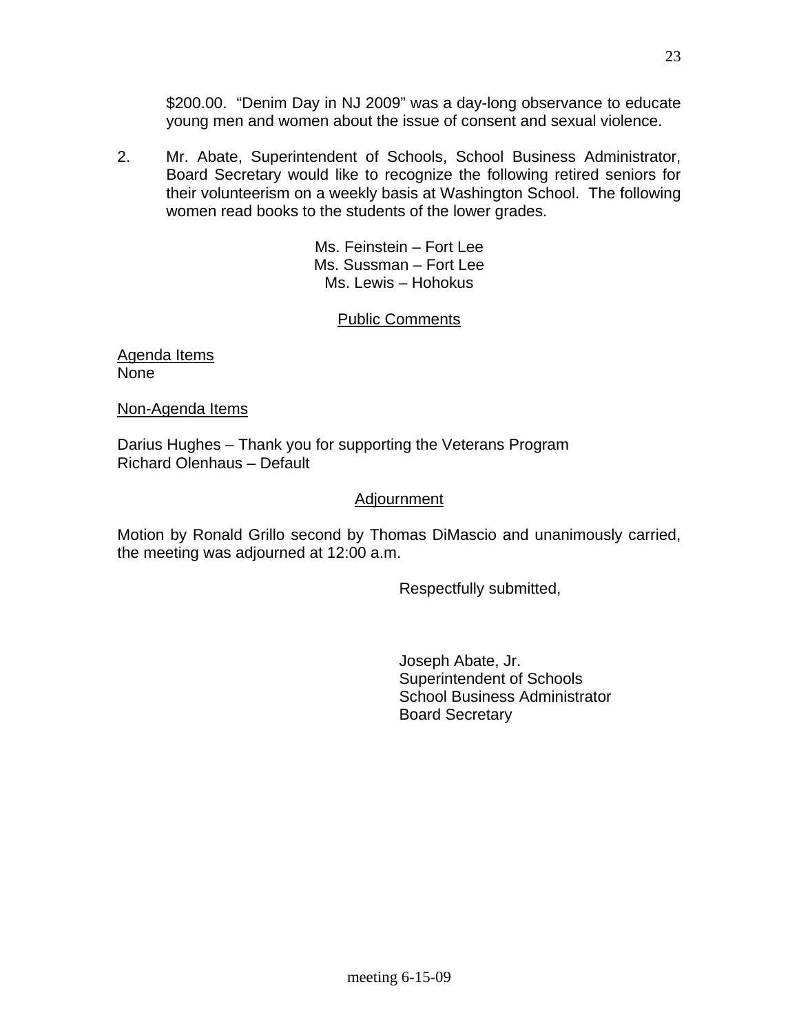$200.00. "Denim Day in NJ 2009" was a day-long observance to educate young men and women about the issue of consent and sexual violence.

2. Mr. Abate, Superintendent of Schools, School Business Administrator, Board Secretary would like to recognize the following retired seniors for their volunteerism on a weekly basis at Washington School. The following women read books to the students of the lower grades.

Ms. Feinstein – Fort Lee
Ms. Sussman – Fort Lee
Ms. Lewis – Hohokus

## Public Comments

Agenda Items
None

Non-Agenda Items

Darius Hughes – Thank you for supporting the Veterans Program
Richard Olenhaus – Default

## Adjournment

Motion by Ronald Grillo second by Thomas DiMascio and unanimously carried, the meeting was adjourned at 12:00 a.m.

Respectfully submitted,

Joseph Abate, Jr.
Superintendent of Schools
School Business Administrator
Board Secretary

meeting 6-15-09